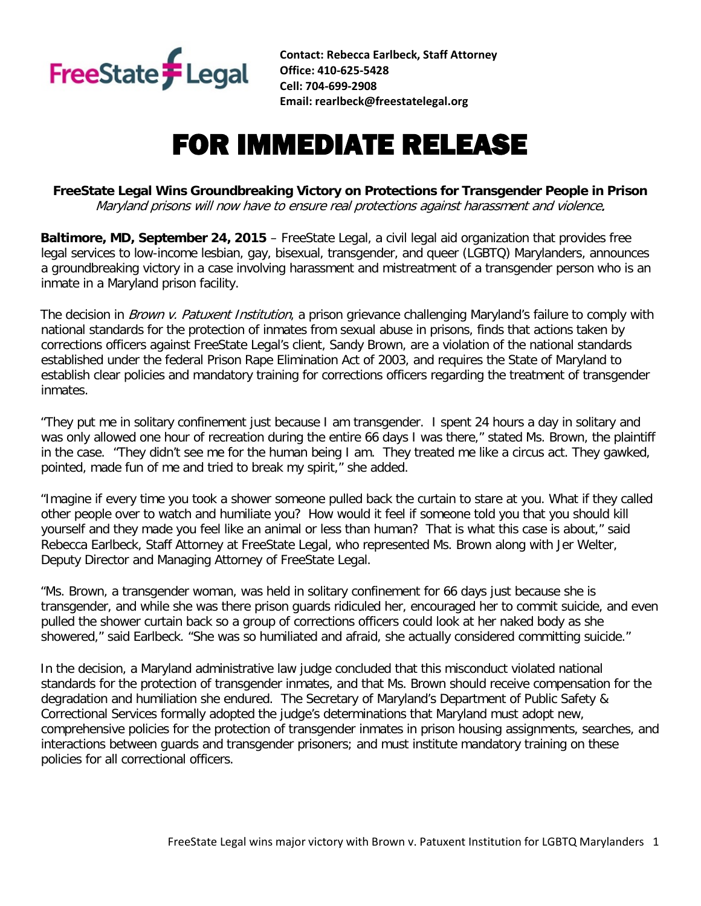FreeState Legal

**Contact: Rebecca Earlbeck, Staff Attorney**
**Office: 410-625-5428**
**Cell: 704-699-2908**
**Email: rearlbeck@freestatelegal.org**

# FOR IMMEDIATE RELEASE

**FreeState Legal Wins Groundbreaking Victory on Protections for Transgender People in Prison**
*Maryland prisons will now have to ensure real protections against harassment and violence.*

**Baltimore, MD, September 24, 2015** – FreeState Legal, a civil legal aid organization that provides free legal services to low-income lesbian, gay, bisexual, transgender, and queer (LGBTQ) Marylanders, announces a groundbreaking victory in a case involving harassment and mistreatment of a transgender person who is an inmate in a Maryland prison facility.

The decision in *Brown v. Patuxent Institution*, a prison grievance challenging Maryland's failure to comply with national standards for the protection of inmates from sexual abuse in prisons, finds that actions taken by corrections officers against FreeState Legal's client, Sandy Brown, are a violation of the national standards established under the federal Prison Rape Elimination Act of 2003, and requires the State of Maryland to establish clear policies and mandatory training for corrections officers regarding the treatment of transgender inmates.

"They put me in solitary confinement just because I am transgender. I spent 24 hours a day in solitary and was only allowed one hour of recreation during the entire 66 days I was there," stated Ms. Brown, the plaintiff in the case. "They didn't see me for the human being I am. They treated me like a circus act. They gawked, pointed, made fun of me and tried to break my spirit," she added.

"Imagine if every time you took a shower someone pulled back the curtain to stare at you. What if they called other people over to watch and humiliate you? How would it feel if someone told you that you should kill yourself and they made you feel like an animal or less than human? That is what this case is about," said Rebecca Earlbeck, Staff Attorney at FreeState Legal, who represented Ms. Brown along with Jer Welter, Deputy Director and Managing Attorney of FreeState Legal.

"Ms. Brown, a transgender woman, was held in solitary confinement for 66 days just because she is transgender, and while she was there prison guards ridiculed her, encouraged her to commit suicide, and even pulled the shower curtain back so a group of corrections officers could look at her naked body as she showered," said Earlbeck. "She was so humiliated and afraid, she actually considered committing suicide."

In the decision, a Maryland administrative law judge concluded that this misconduct violated national standards for the protection of transgender inmates, and that Ms. Brown should receive compensation for the degradation and humiliation she endured. The Secretary of Maryland's Department of Public Safety & Correctional Services formally adopted the judge's determinations that Maryland must adopt new, comprehensive policies for the protection of transgender inmates in prison housing assignments, searches, and interactions between guards and transgender prisoners; and must institute mandatory training on these policies for all correctional officers.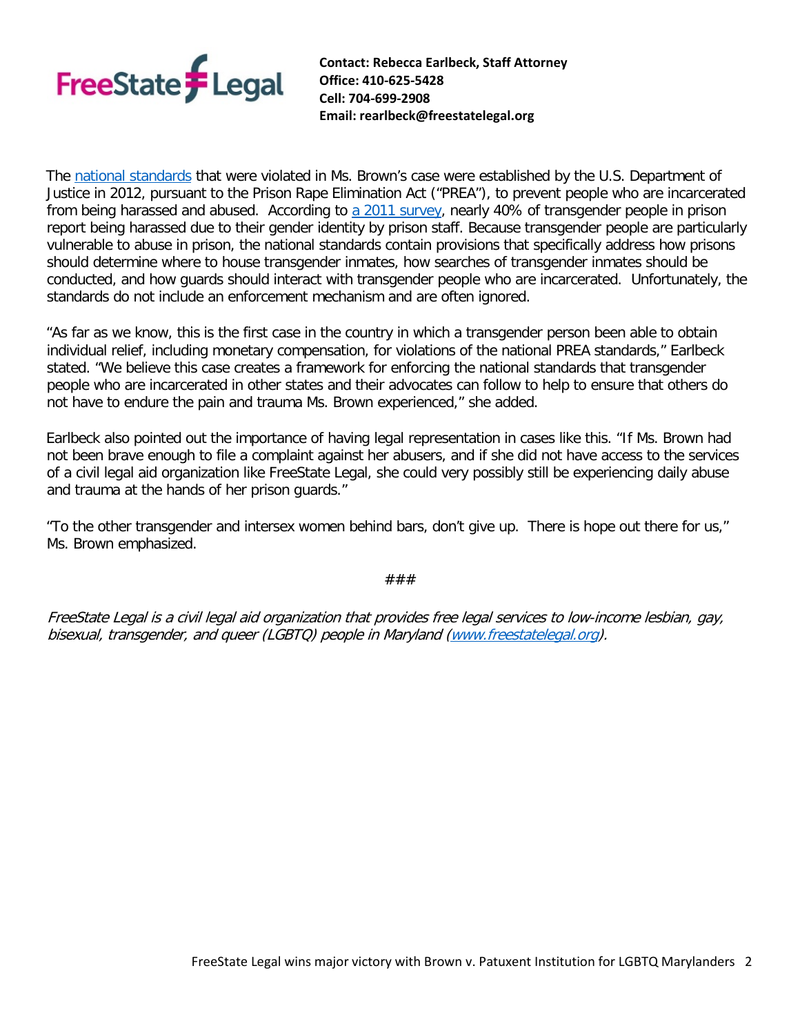**Contact: Rebecca Earlbeck, Staff Attorney**
**Office: 410-625-5428**
**Cell: 704-699-2908**
**Email: rearlbeck@freestatelegal.org**

The national standards that were violated in Ms. Brown's case were established by the U.S. Department of Justice in 2012, pursuant to the Prison Rape Elimination Act ("PREA"), to prevent people who are incarcerated from being harassed and abused. According to a 2011 survey, nearly 40% of transgender people in prison report being harassed due to their gender identity by prison staff. Because transgender people are particularly vulnerable to abuse in prison, the national standards contain provisions that specifically address how prisons should determine where to house transgender inmates, how searches of transgender inmates should be conducted, and how guards should interact with transgender people who are incarcerated. Unfortunately, the standards do not include an enforcement mechanism and are often ignored.

"As far as we know, this is the first case in the country in which a transgender person been able to obtain individual relief, including monetary compensation, for violations of the national PREA standards," Earlbeck stated. "We believe this case creates a framework for enforcing the national standards that transgender people who are incarcerated in other states and their advocates can follow to help to ensure that others do not have to endure the pain and trauma Ms. Brown experienced," she added.

Earlbeck also pointed out the importance of having legal representation in cases like this. "If Ms. Brown had not been brave enough to file a complaint against her abusers, and if she did not have access to the services of a civil legal aid organization like FreeState Legal, she could very possibly still be experiencing daily abuse and trauma at the hands of her prison guards."

"To the other transgender and intersex women behind bars, don't give up. There is hope out there for us," Ms. Brown emphasized.

###

*FreeState Legal is a civil legal aid organization that provides free legal services to low-income lesbian, gay, bisexual, transgender, and queer (LGBTQ) people in Maryland (www.freestatelegal.org).*